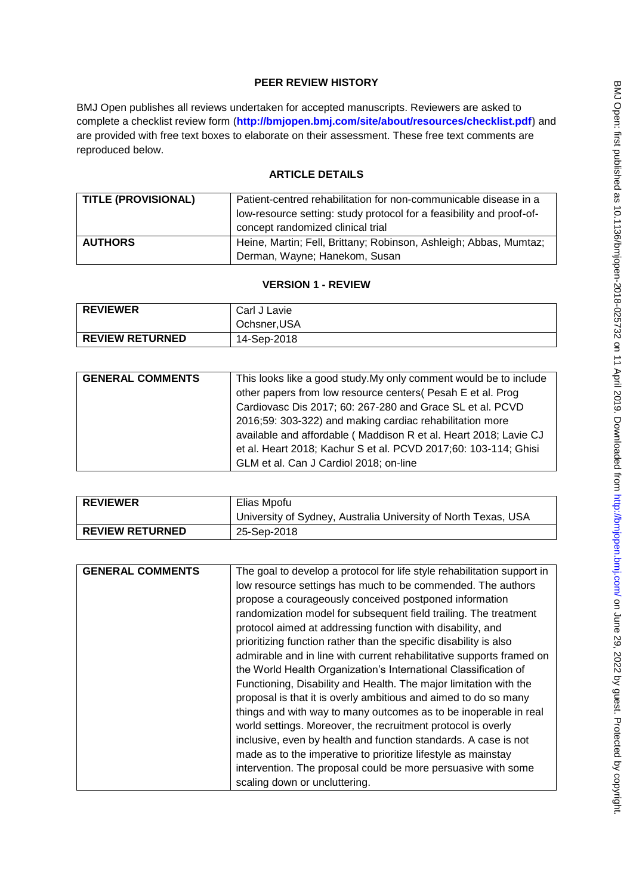**PEER REVIEW HISTORY**

BMJ Open publishes all reviews undertaken for accepted manuscripts. Reviewers are asked to complete a checklist review form (**http://bmjopen.bmj.com/site/about/resources/checklist.pdf**) and are provided with free text boxes to elaborate on their assessment. These free text comments are reproduced below.

**ARTICLE DETAILS**

| | |
|---|---|
| **TITLE (PROVISIONAL)** | Patient-centred rehabilitation for non-communicable disease in a low-resource setting: study protocol for a feasibility and proof-of-concept randomized clinical trial |
| **AUTHORS** | Heine, Martin; Fell, Brittany; Robinson, Ashleigh; Abbas, Mumtaz; Derman, Wayne; Hanekom, Susan |

**VERSION 1 - REVIEW**

| | |
|---|---|
| **REVIEWER** | Carl J Lavie<br>Ochsner,USA |
| **REVIEW RETURNED** | 14-Sep-2018 |

| | |
|---|---|
| **GENERAL COMMENTS** | This looks like a good study.My only comment would be to include other papers from low resource centers( Pesah E et al. Prog Cardiovasc Dis 2017; 60: 267-280 and Grace SL et al. PCVD 2016;59: 303-322) and making cardiac rehabilitation more available and affordable ( Maddison R et al. Heart 2018; Lavie CJ et al. Heart 2018; Kachur S et al. PCVD 2017;60: 103-114; Ghisi GLM et al. Can J Cardiol 2018; on-line |

| | |
|---|---|
| **REVIEWER** | Elias Mpofu<br>University of Sydney, Australia University of North Texas, USA |
| **REVIEW RETURNED** | 25-Sep-2018 |

| | |
|---|---|
| **GENERAL COMMENTS** | The goal to develop a protocol for life style rehabilitation support in low resource settings has much to be commended. The authors propose a courageously conceived postponed information randomization model for subsequent field trailing. The treatment protocol aimed at addressing function with disability, and prioritizing function rather than the specific disability is also admirable and in line with current rehabilitative supports framed on the World Health Organization's International Classification of Functioning, Disability and Health. The major limitation with the proposal is that it is overly ambitious and aimed to do so many things and with way to many outcomes as to be inoperable in real world settings. Moreover, the recruitment protocol is overly inclusive, even by health and function standards. A case is not made as to the imperative to prioritize lifestyle as mainstay intervention. The proposal could be more persuasive with some scaling down or uncluttering. |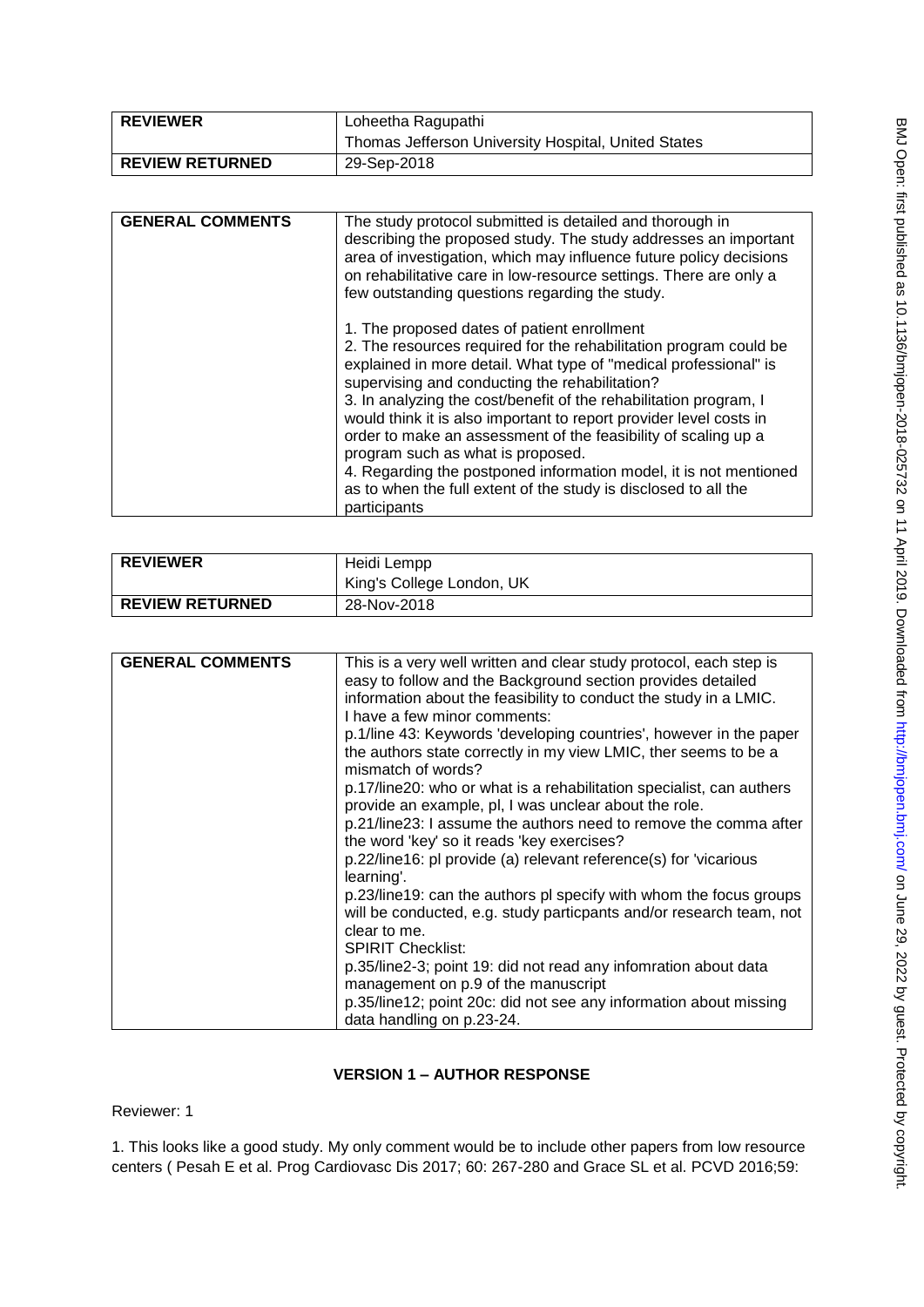| REVIEWER | Loheetha Ragupathi<br>Thomas Jefferson University Hospital, United States |
|---|---|
| REVIEW RETURNED | 29-Sep-2018 |

| GENERAL COMMENTS | The study protocol submitted is detailed and thorough in describing the proposed study. The study addresses an important area of investigation, which may influence future policy decisions on rehabilitative care in low-resource settings. There are only a few outstanding questions regarding the study.<br><br>1. The proposed dates of patient enrollment<br>2. The resources required for the rehabilitation program could be explained in more detail. What type of "medical professional" is supervising and conducting the rehabilitation?<br>3. In analyzing the cost/benefit of the rehabilitation program, I would think it is also important to report provider level costs in order to make an assessment of the feasibility of scaling up a program such as what is proposed.<br>4. Regarding the postponed information model, it is not mentioned as to when the full extent of the study is disclosed to all the participants |
|---|---|

| REVIEWER | Heidi Lempp<br>King's College London, UK |
|---|---|
| REVIEW RETURNED | 28-Nov-2018 |

| GENERAL COMMENTS | This is a very well written and clear study protocol, each step is easy to follow and the Background section provides detailed information about the feasibility to conduct the study in a LMIC.<br>I have a few minor comments:<br>p.1/line 43: Keywords 'developing countries', however in the paper the authors state correctly in my view LMIC, ther seems to be a mismatch of words?<br>p.17/line20: who or what is a rehabilitation specialist, can authers provide an example, pl, I was unclear about the role.<br>p.21/line23: I assume the authors need to remove the comma after the word 'key' so it reads 'key exercises?<br>p.22/line16: pl provide (a) relevant reference(s) for 'vicarious learning'.<br>p.23/line19: can the authors pl specify with whom the focus groups will be conducted, e.g. study particpants and/or research team, not clear to me.<br>SPIRIT Checklist:<br>p.35/line2-3; point 19: did not read any infomration about data management on p.9 of the manuscript<br>p.35/line12; point 20c: did not see any information about missing data handling on p.23-24. |
|---|---|

## VERSION 1 – AUTHOR RESPONSE

Reviewer: 1

1. This looks like a good study. My only comment would be to include other papers from low resource centers ( Pesah E et al. Prog Cardiovasc Dis 2017; 60: 267-280 and Grace SL et al. PCVD 2016;59: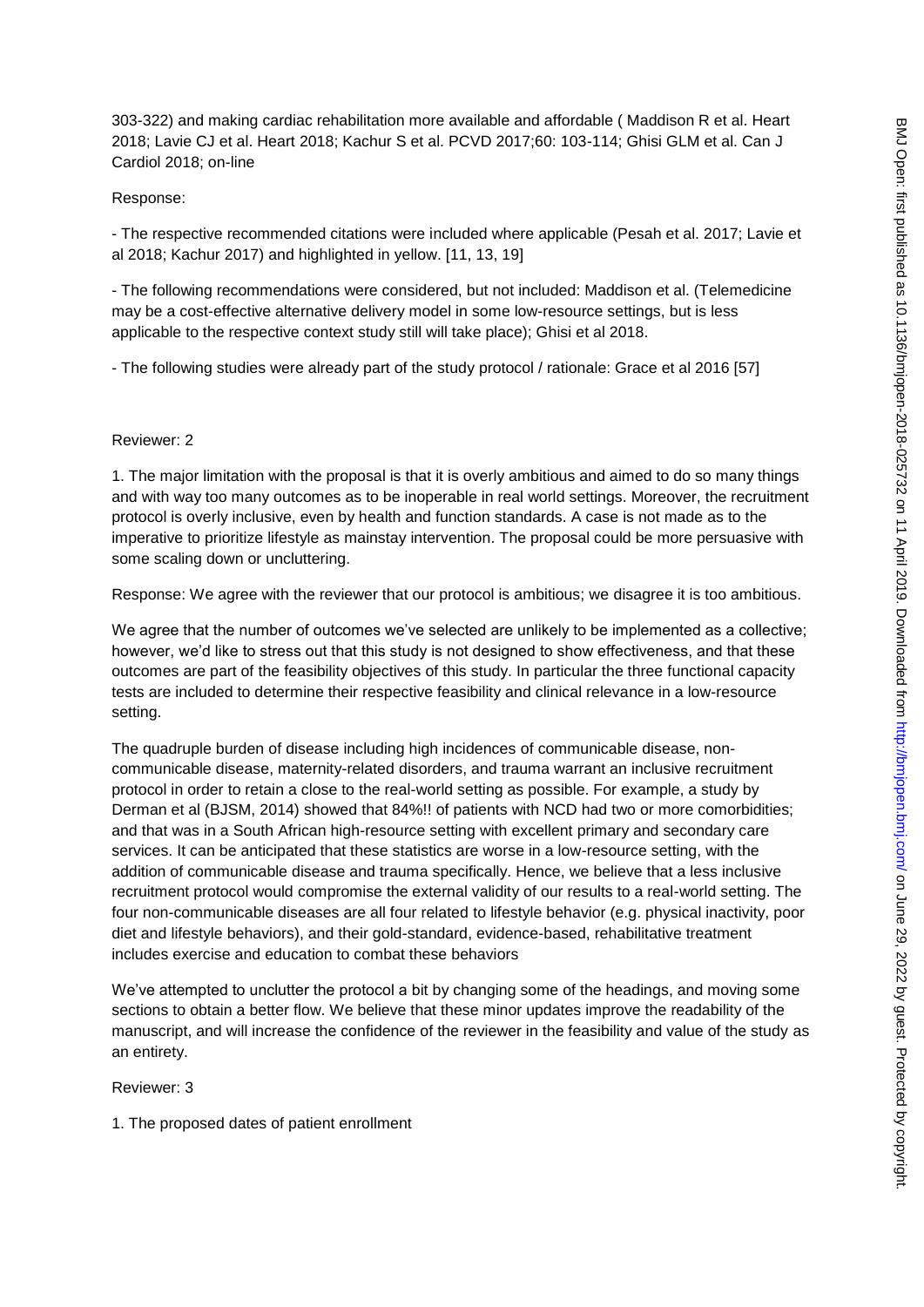303-322) and making cardiac rehabilitation more available and affordable ( Maddison R et al. Heart 2018; Lavie CJ et al. Heart 2018; Kachur S et al. PCVD 2017;60: 103-114; Ghisi GLM et al. Can J Cardiol 2018; on-line

Response:

- The respective recommended citations were included where applicable (Pesah et al. 2017; Lavie et al 2018; Kachur 2017) and highlighted in yellow. [11, 13, 19]

- The following recommendations were considered, but not included: Maddison et al. (Telemedicine may be a cost-effective alternative delivery model in some low-resource settings, but is less applicable to the respective context study still will take place); Ghisi et al 2018.

- The following studies were already part of the study protocol / rationale: Grace et al 2016 [57]

Reviewer: 2

1. The major limitation with the proposal is that it is overly ambitious and aimed to do so many things and with way too many outcomes as to be inoperable in real world settings. Moreover, the recruitment protocol is overly inclusive, even by health and function standards. A case is not made as to the imperative to prioritize lifestyle as mainstay intervention. The proposal could be more persuasive with some scaling down or uncluttering.

Response: We agree with the reviewer that our protocol is ambitious; we disagree it is too ambitious.

We agree that the number of outcomes we've selected are unlikely to be implemented as a collective; however, we'd like to stress out that this study is not designed to show effectiveness, and that these outcomes are part of the feasibility objectives of this study. In particular the three functional capacity tests are included to determine their respective feasibility and clinical relevance in a low-resource setting.

The quadruple burden of disease including high incidences of communicable disease, non-communicable disease, maternity-related disorders, and trauma warrant an inclusive recruitment protocol in order to retain a close to the real-world setting as possible. For example, a study by Derman et al (BJSM, 2014) showed that 84%!! of patients with NCD had two or more comorbidities; and that was in a South African high-resource setting with excellent primary and secondary care services. It can be anticipated that these statistics are worse in a low-resource setting, with the addition of communicable disease and trauma specifically. Hence, we believe that a less inclusive recruitment protocol would compromise the external validity of our results to a real-world setting. The four non-communicable diseases are all four related to lifestyle behavior (e.g. physical inactivity, poor diet and lifestyle behaviors), and their gold-standard, evidence-based, rehabilitative treatment includes exercise and education to combat these behaviors

We've attempted to unclutter the protocol a bit by changing some of the headings, and moving some sections to obtain a better flow. We believe that these minor updates improve the readability of the manuscript, and will increase the confidence of the reviewer in the feasibility and value of the study as an entirety.

Reviewer: 3

1. The proposed dates of patient enrollment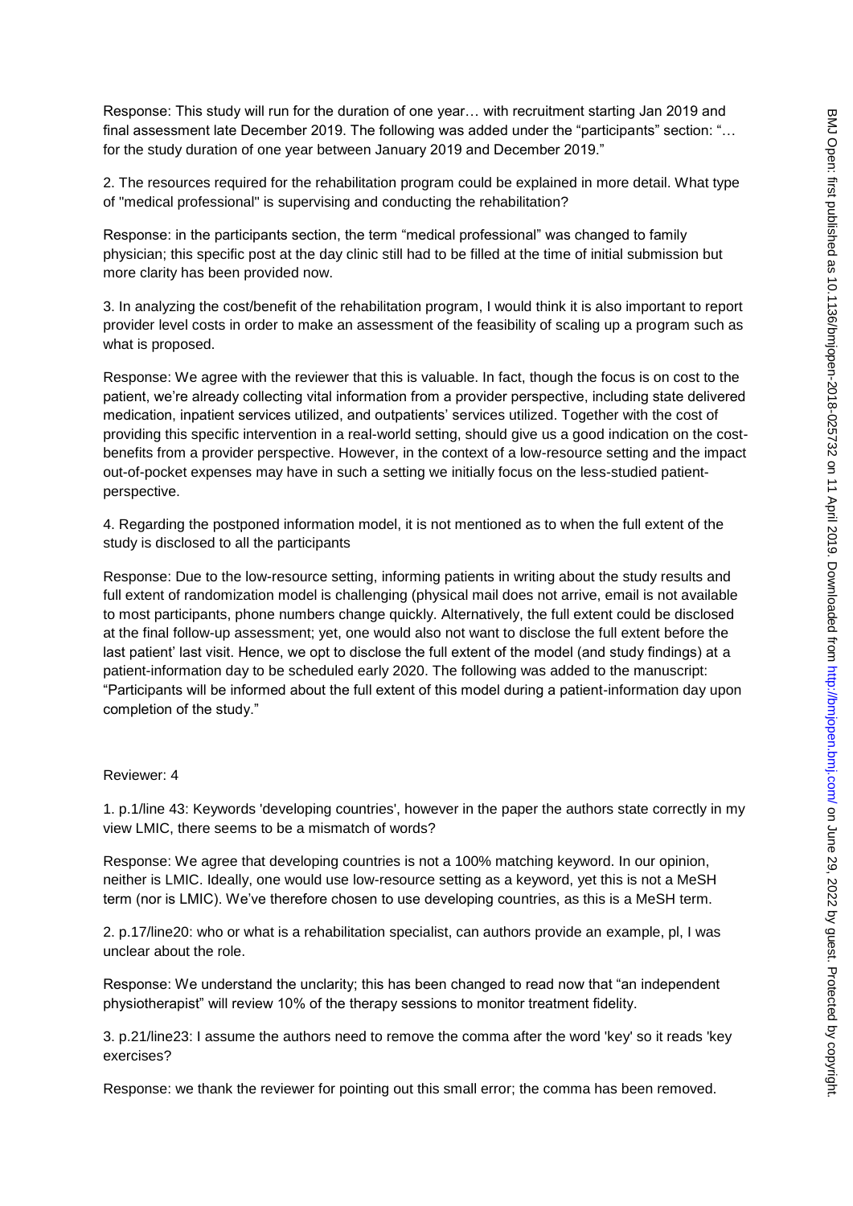Response: This study will run for the duration of one year… with recruitment starting Jan 2019 and final assessment late December 2019. The following was added under the "participants" section: "… for the study duration of one year between January 2019 and December 2019."

2. The resources required for the rehabilitation program could be explained in more detail. What type of "medical professional" is supervising and conducting the rehabilitation?

Response: in the participants section, the term "medical professional" was changed to family physician; this specific post at the day clinic still had to be filled at the time of initial submission but more clarity has been provided now.

3. In analyzing the cost/benefit of the rehabilitation program, I would think it is also important to report provider level costs in order to make an assessment of the feasibility of scaling up a program such as what is proposed.

Response: We agree with the reviewer that this is valuable. In fact, though the focus is on cost to the patient, we're already collecting vital information from a provider perspective, including state delivered medication, inpatient services utilized, and outpatients' services utilized. Together with the cost of providing this specific intervention in a real-world setting, should give us a good indication on the cost-benefits from a provider perspective. However, in the context of a low-resource setting and the impact out-of-pocket expenses may have in such a setting we initially focus on the less-studied patient-perspective.

4. Regarding the postponed information model, it is not mentioned as to when the full extent of the study is disclosed to all the participants

Response: Due to the low-resource setting, informing patients in writing about the study results and full extent of randomization model is challenging (physical mail does not arrive, email is not available to most participants, phone numbers change quickly. Alternatively, the full extent could be disclosed at the final follow-up assessment; yet, one would also not want to disclose the full extent before the last patient' last visit. Hence, we opt to disclose the full extent of the model (and study findings) at a patient-information day to be scheduled early 2020. The following was added to the manuscript: "Participants will be informed about the full extent of this model during a patient-information day upon completion of the study."

Reviewer: 4

1. p.1/line 43: Keywords 'developing countries', however in the paper the authors state correctly in my view LMIC, there seems to be a mismatch of words?

Response: We agree that developing countries is not a 100% matching keyword. In our opinion, neither is LMIC. Ideally, one would use low-resource setting as a keyword, yet this is not a MeSH term (nor is LMIC). We've therefore chosen to use developing countries, as this is a MeSH term.

2. p.17/line20: who or what is a rehabilitation specialist, can authors provide an example, pl, I was unclear about the role.

Response: We understand the unclarity; this has been changed to read now that "an independent physiotherapist" will review 10% of the therapy sessions to monitor treatment fidelity.

3. p.21/line23: I assume the authors need to remove the comma after the word 'key' so it reads 'key exercises?

Response: we thank the reviewer for pointing out this small error; the comma has been removed.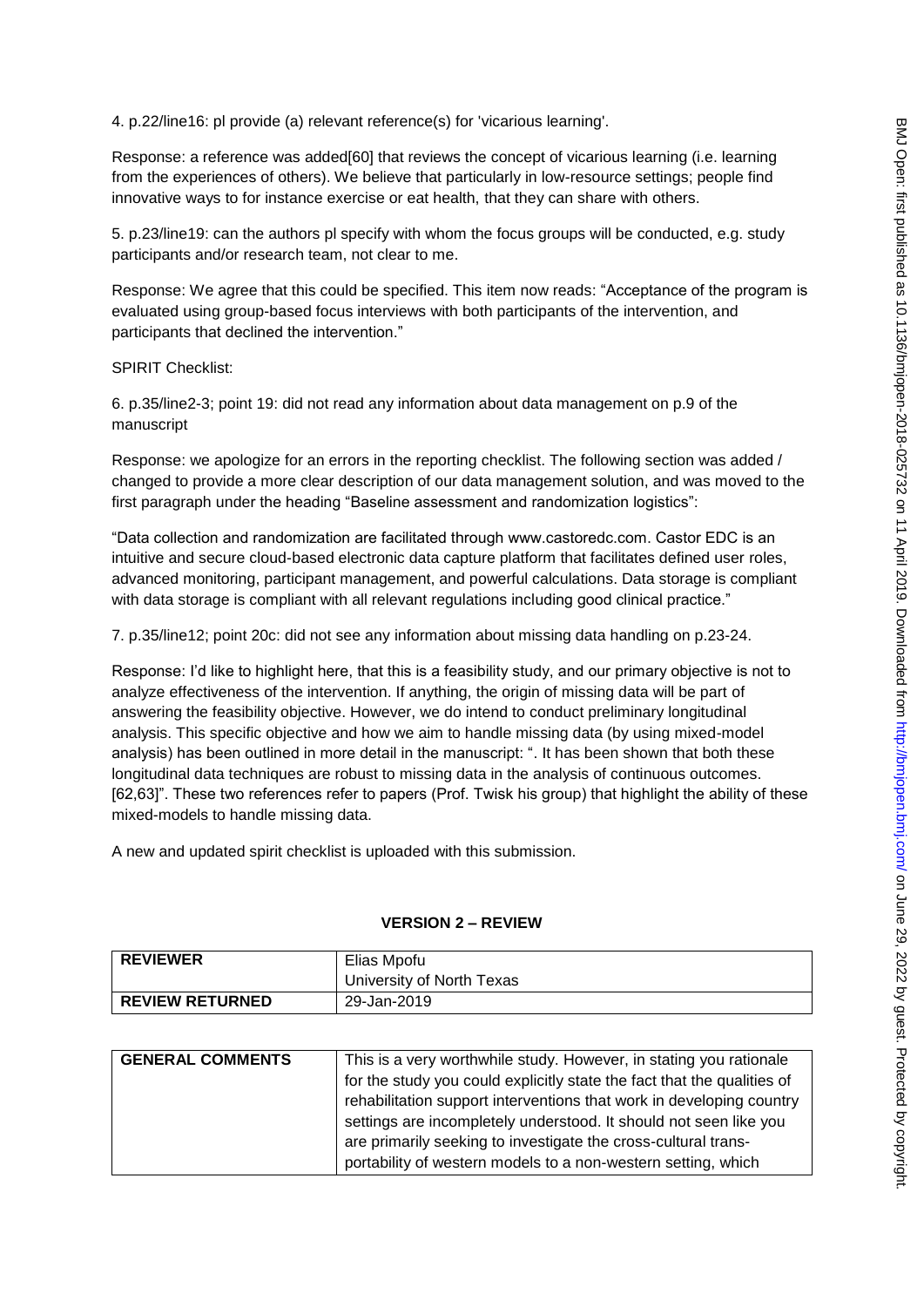4. p.22/line16: pl provide (a) relevant reference(s) for 'vicarious learning'.

Response: a reference was added[60] that reviews the concept of vicarious learning (i.e. learning from the experiences of others). We believe that particularly in low-resource settings; people find innovative ways to for instance exercise or eat health, that they can share with others.

5. p.23/line19: can the authors pl specify with whom the focus groups will be conducted, e.g. study participants and/or research team, not clear to me.

Response: We agree that this could be specified. This item now reads: "Acceptance of the program is evaluated using group-based focus interviews with both participants of the intervention, and participants that declined the intervention."

SPIRIT Checklist:

6. p.35/line2-3; point 19: did not read any information about data management on p.9 of the manuscript

Response: we apologize for an errors in the reporting checklist. The following section was added / changed to provide a more clear description of our data management solution, and was moved to the first paragraph under the heading "Baseline assessment and randomization logistics":

"Data collection and randomization are facilitated through www.castoredc.com. Castor EDC is an intuitive and secure cloud-based electronic data capture platform that facilitates defined user roles, advanced monitoring, participant management, and powerful calculations. Data storage is compliant with data storage is compliant with all relevant regulations including good clinical practice."

7. p.35/line12; point 20c: did not see any information about missing data handling on p.23-24.

Response: I'd like to highlight here, that this is a feasibility study, and our primary objective is not to analyze effectiveness of the intervention. If anything, the origin of missing data will be part of answering the feasibility objective. However, we do intend to conduct preliminary longitudinal analysis. This specific objective and how we aim to handle missing data (by using mixed-model analysis) has been outlined in more detail in the manuscript: ". It has been shown that both these longitudinal data techniques are robust to missing data in the analysis of continuous outcomes. [62,63]". These two references refer to papers (Prof. Twisk his group) that highlight the ability of these mixed-models to handle missing data.

A new and updated spirit checklist is uploaded with this submission.

## VERSION 2 – REVIEW

| REVIEWER | Elias Mpofu<br>University of North Texas |
|---|---|
| REVIEW RETURNED | 29-Jan-2019 |

| GENERAL COMMENTS | This is a very worthwhile study. However, in stating you rationale for the study you could explicitly state the fact that the qualities of rehabilitation support interventions that work in developing country settings are incompletely understood. It should not seen like you are primarily seeking to investigate the cross-cultural trans-portability of western models to a non-western setting, which |
|---|---|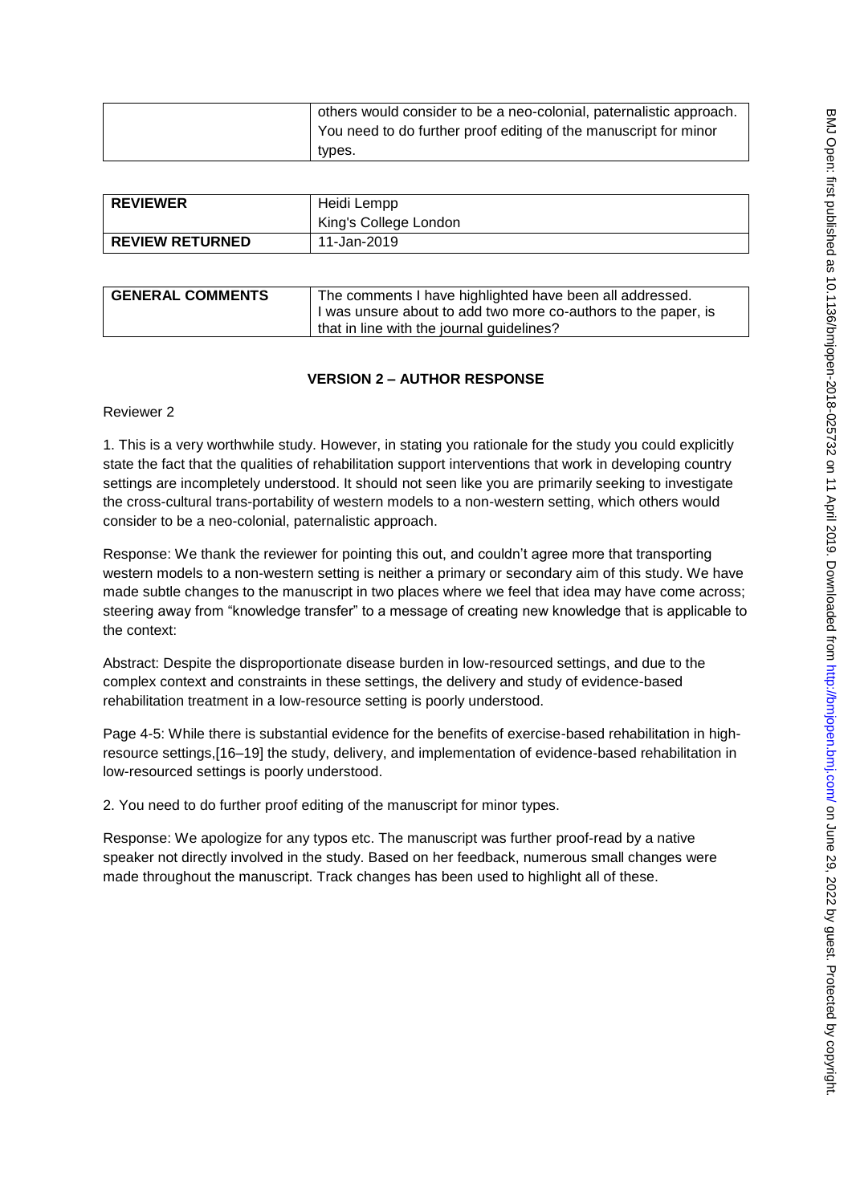| | |
|---|---|
| | others would consider to be a neo-colonial, paternalistic approach. You need to do further proof editing of the manuscript for minor types. |

| | |
|---|---|
| **REVIEWER** | Heidi Lempp<br>King's College London |
| **REVIEW RETURNED** | 11-Jan-2019 |

| | |
|---|---|
| **GENERAL COMMENTS** | The comments I have highlighted have been all addressed. I was unsure about to add two more co-authors to the paper, is that in line with the journal guidelines? |

## VERSION 2 – AUTHOR RESPONSE

Reviewer 2

1. This is a very worthwhile study. However, in stating you rationale for the study you could explicitly state the fact that the qualities of rehabilitation support interventions that work in developing country settings are incompletely understood. It should not seen like you are primarily seeking to investigate the cross-cultural trans-portability of western models to a non-western setting, which others would consider to be a neo-colonial, paternalistic approach.

Response: We thank the reviewer for pointing this out, and couldn't agree more that transporting western models to a non-western setting is neither a primary or secondary aim of this study. We have made subtle changes to the manuscript in two places where we feel that idea may have come across; steering away from "knowledge transfer" to a message of creating new knowledge that is applicable to the context:

Abstract: Despite the disproportionate disease burden in low-resourced settings, and due to the complex context and constraints in these settings, the delivery and study of evidence-based rehabilitation treatment in a low-resource setting is poorly understood.

Page 4-5: While there is substantial evidence for the benefits of exercise-based rehabilitation in high-resource settings,[16–19] the study, delivery, and implementation of evidence-based rehabilitation in low-resourced settings is poorly understood.

2. You need to do further proof editing of the manuscript for minor types.

Response: We apologize for any typos etc. The manuscript was further proof-read by a native speaker not directly involved in the study. Based on her feedback, numerous small changes were made throughout the manuscript. Track changes has been used to highlight all of these.